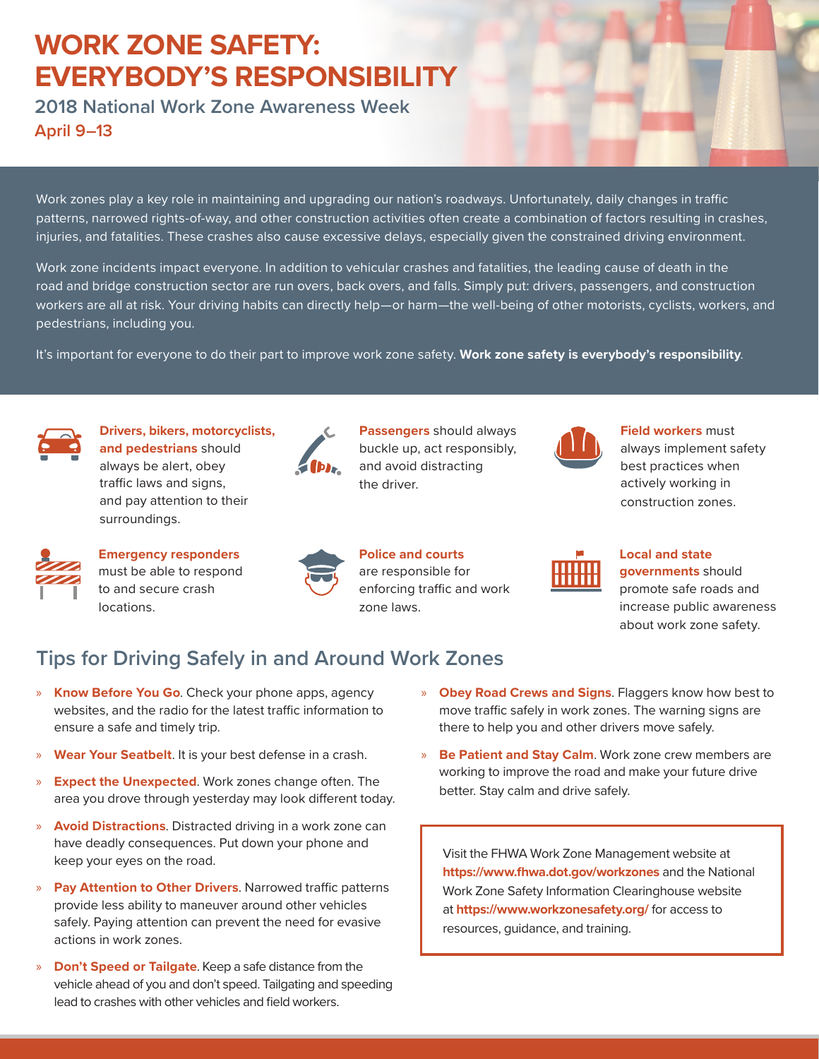# WORK ZONE SAFETY: EVERYBODY'S RESPONSIBILITY

## 2018 National Work Zone Awareness Week

### April 9–13

Work zones play a key role in maintaining and upgrading our nation's roadways. Unfortunately, daily changes in traffic patterns, narrowed rights-of-way, and other construction activities often create a combination of factors resulting in crashes, injuries, and fatalities. These crashes also cause excessive delays, especially given the constrained driving environment.

Work zone incidents impact everyone. In addition to vehicular crashes and fatalities, the leading cause of death in the road and bridge construction sector are run overs, back overs, and falls. Simply put: drivers, passengers, and construction workers are all at risk. Your driving habits can directly help—or harm—the well-being of other motorists, cyclists, workers, and pedestrians, including you.

It's important for everyone to do their part to improve work zone safety. **Work zone safety is everybody's responsibility**.

**Drivers, bikers, motorcyclists, and pedestrians** should always be alert, obey traffic laws and signs, and pay attention to their surroundings.

**Passengers** should always buckle up, act responsibly, and avoid distracting the driver.

**Field workers** must always implement safety best practices when actively working in construction zones.

**Emergency responders** must be able to respond to and secure crash locations.

**Police and courts** are responsible for enforcing traffic and work zone laws.

**Local and state governments** should promote safe roads and increase public awareness about work zone safety.

## Tips for Driving Safely in and Around Work Zones

- **Know Before You Go**. Check your phone apps, agency websites, and the radio for the latest traffic information to ensure a safe and timely trip.
- **Wear Your Seatbelt**. It is your best defense in a crash.
- **Expect the Unexpected**. Work zones change often. The area you drove through yesterday may look different today.
- **Avoid Distractions**. Distracted driving in a work zone can have deadly consequences. Put down your phone and keep your eyes on the road.
- **Pay Attention to Other Drivers**. Narrowed traffic patterns provide less ability to maneuver around other vehicles safely. Paying attention can prevent the need for evasive actions in work zones.
- **Don't Speed or Tailgate**. Keep a safe distance from the vehicle ahead of you and don't speed. Tailgating and speeding lead to crashes with other vehicles and field workers.
- **Obey Road Crews and Signs**. Flaggers know how best to move traffic safely in work zones. The warning signs are there to help you and other drivers move safely.
- **Be Patient and Stay Calm**. Work zone crew members are working to improve the road and make your future drive better. Stay calm and drive safely.

Visit the FHWA Work Zone Management website at **https://www.fhwa.dot.gov/workzones** and the National Work Zone Safety Information Clearinghouse website at **https://www.workzonesafety.org/** for access to resources, guidance, and training.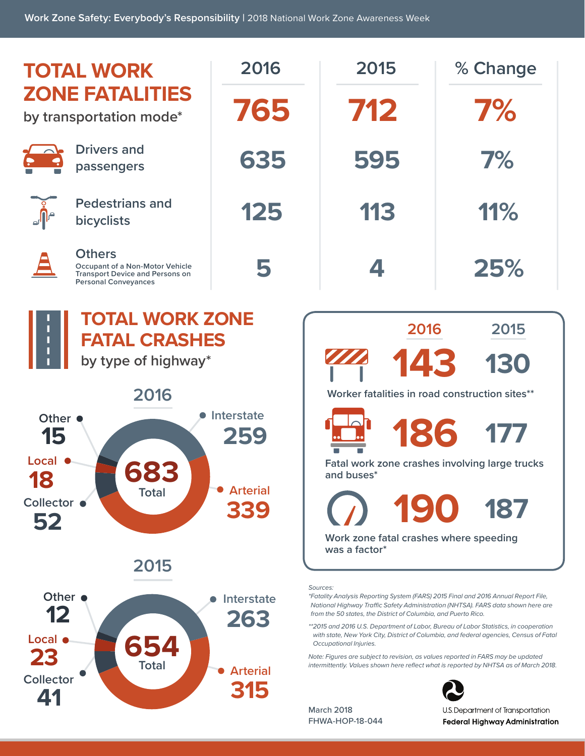Work Zone Safety: Everybody's Responsibility | 2018 National Work Zone Awareness Week

## TOTAL WORK ZONE FATALITIES

by transportation mode*

| | 2016 | 2015 | % Change |
|---|---|---|---|
| **TOTAL WORK ZONE FATALITIES** | **765** | **712** | **7%** |
| Drivers and passengers | 635 | 595 | 7% |
| Pedestrians and bicyclists | 125 | 113 | 11% |
| Others (Occupant of a Non-Motor Vehicle Transport Device and Persons on Personal Conveyances) | 5 | 4 | 25% |

## TOTAL WORK ZONE FATAL CRASHES

by type of highway*

2016

Other 15
Local 18
Collector 52
Interstate 259
Arterial 339
683 Total

2015

Other 12
Local 23
Collector 41
Interstate 263
Arterial 315
654 Total

| | 2016 | 2015 |
|---|---|---|
| Worker fatalities in road construction sites** | 143 | 130 |
| Fatal work zone crashes involving large trucks and buses* | 186 | 177 |
| Work zone fatal crashes where speeding was a factor* | 190 | 187 |

*Sources:*

*\*Fatality Analysis Reporting System (FARS) 2015 Final and 2016 Annual Report File, National Highway Traffic Safety Administration (NHTSA). FARS data shown here are from the 50 states, the District of Columbia, and Puerto Rico.*

*\*\*2015 and 2016 U.S. Department of Labor, Bureau of Labor Statistics, in cooperation with state, New York City, District of Columbia, and federal agencies, Census of Fatal Occupational Injuries.*

*Note: Figures are subject to revision, as values reported in FARS may be updated intermittently. Values shown here reflect what is reported by NHTSA as of March 2018.*

March 2018
FHWA-HOP-18-044

U.S. Department of Transportation
**Federal Highway Administration**